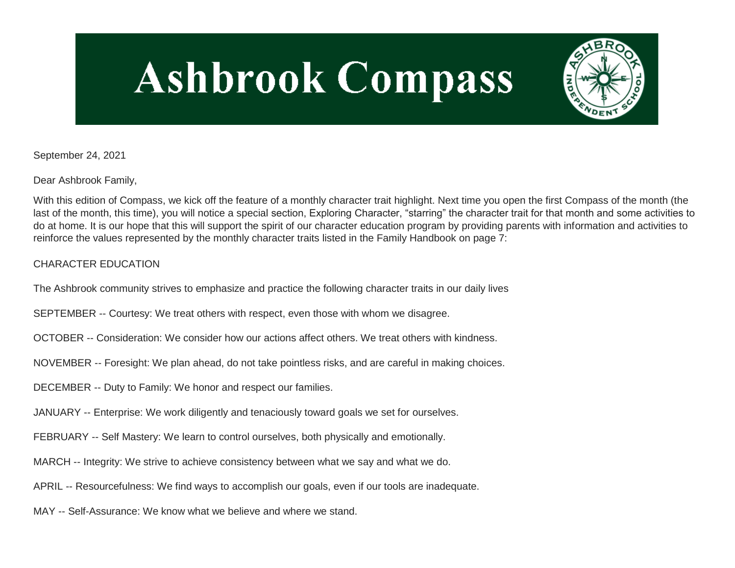# Ashbrook Compass

September 24, 2021

Dear Ashbrook Family,

With this edition of Compass, we kick off the feature of a monthly character trait highlight. Next time you open the first Compass of the month (the last of the month, this time), you will notice a special section, Exploring Character, "starring" the character trait for that month and some activities to do at home. It is our hope that this will support the spirit of our character education program by providing parents with information and activities to reinforce the values represented by the monthly character traits listed in the Family Handbook on page 7:

CHARACTER EDUCATION

The Ashbrook community strives to emphasize and practice the following character traits in our daily lives

SEPTEMBER -- Courtesy: We treat others with respect, even those with whom we disagree.

OCTOBER -- Consideration: We consider how our actions affect others. We treat others with kindness.

NOVEMBER -- Foresight: We plan ahead, do not take pointless risks, and are careful in making choices.

DECEMBER -- Duty to Family: We honor and respect our families.

JANUARY -- Enterprise: We work diligently and tenaciously toward goals we set for ourselves.

FEBRUARY -- Self Mastery: We learn to control ourselves, both physically and emotionally.

MARCH -- Integrity: We strive to achieve consistency between what we say and what we do.

APRIL -- Resourcefulness: We find ways to accomplish our goals, even if our tools are inadequate.

MAY -- Self-Assurance: We know what we believe and where we stand.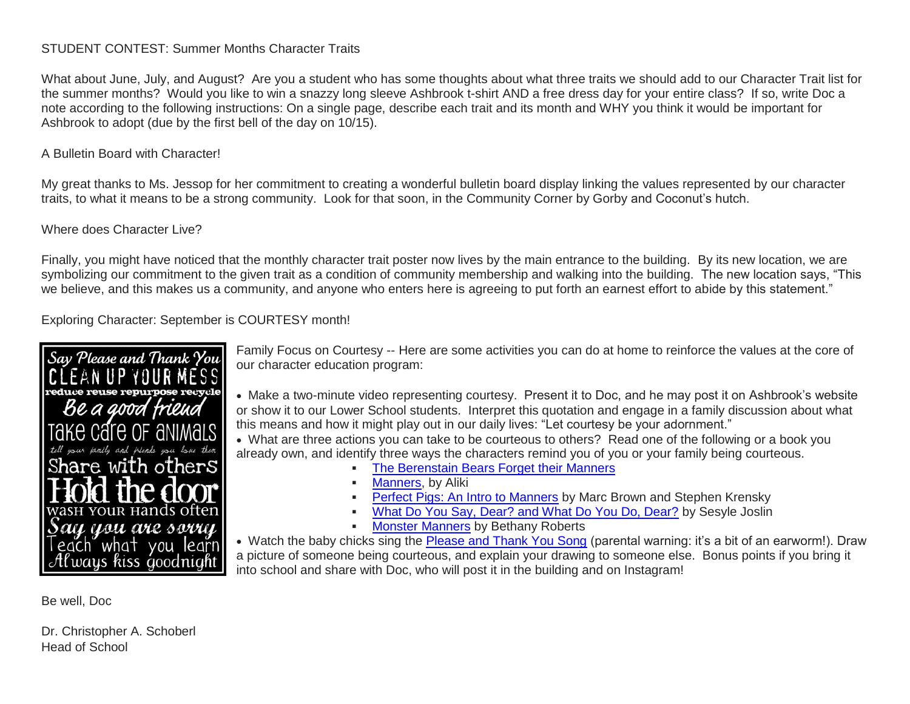STUDENT CONTEST: Summer Months Character Traits

What about June, July, and August? Are you a student who has some thoughts about what three traits we should add to our Character Trait list for the summer months? Would you like to win a snazzy long sleeve Ashbrook t-shirt AND a free dress day for your entire class? If so, write Doc a note according to the following instructions: On a single page, describe each trait and its month and WHY you think it would be important for Ashbrook to adopt (due by the first bell of the day on 10/15).

A Bulletin Board with Character!

My great thanks to Ms. Jessop for her commitment to creating a wonderful bulletin board display linking the values represented by our character traits, to what it means to be a strong community. Look for that soon, in the Community Corner by Gorby and Coconut's hutch.

Where does Character Live?

Finally, you might have noticed that the monthly character trait poster now lives by the main entrance to the building. By its new location, we are symbolizing our commitment to the given trait as a condition of community membership and walking into the building. The new location says, "This we believe, and this makes us a community, and anyone who enters here is agreeing to put forth an earnest effort to abide by this statement."

Exploring Character: September is COURTESY month!

Say Please and Thank You
CLEAN UP YOUR MESS
reduce reuse repurpose recycle
Be a good friend
Take care of animals
tell your family and friends you love them
Share with others
Hold the door
wash your hands often
Say you are sorry
Teach what you learn
Always kiss goodnight

Family Focus on Courtesy -- Here are some activities you can do at home to reinforce the values at the core of our character education program:

- Make a two-minute video representing courtesy. Present it to Doc, and he may post it on Ashbrook's website or show it to our Lower School students. Interpret this quotation and engage in a family discussion about what this means and how it might play out in our daily lives: "Let courtesy be your adornment."
- What are three actions you can take to be courteous to others? Read one of the following or a book you already own, and identify three ways the characters remind you of you or your family being courteous.
  - The Berenstain Bears Forget their Manners
  - Manners, by Aliki
  - Perfect Pigs: An Intro to Manners by Marc Brown and Stephen Krensky
  - What Do You Say, Dear? and What Do You Do, Dear? by Sesyle Joslin
  - Monster Manners by Bethany Roberts
- Watch the baby chicks sing the Please and Thank You Song (parental warning: it's a bit of an earworm!). Draw a picture of someone being courteous, and explain your drawing to someone else. Bonus points if you bring it into school and share with Doc, who will post it in the building and on Instagram!

Be well, Doc

Dr. Christopher A. Schoberl
Head of School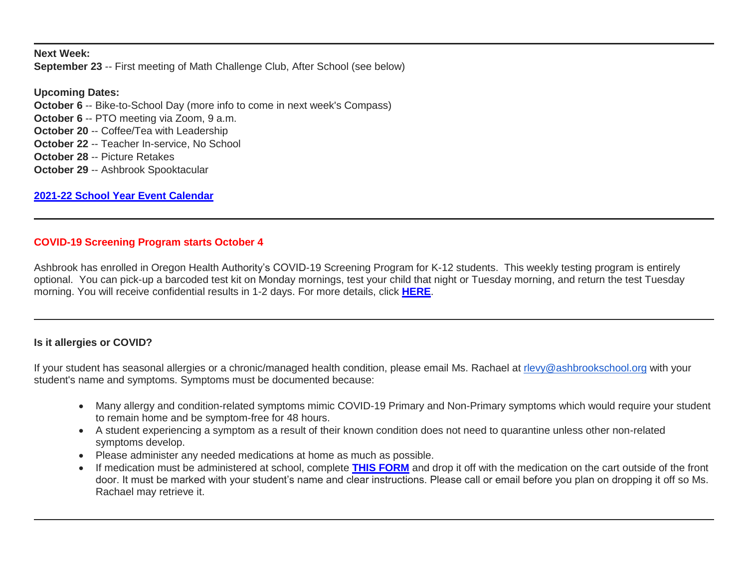---

**Next Week:**
**September 23** -- First meeting of Math Challenge Club, After School (see below)

**Upcoming Dates:**
**October 6** -- Bike-to-School Day (more info to come in next week's Compass)
**October 6** -- PTO meeting via Zoom, 9 a.m.
**October 20** -- Coffee/Tea with Leadership
**October 22** -- Teacher In-service, No School
**October 28** -- Picture Retakes
**October 29** -- Ashbrook Spooktacular

**2021-22 School Year Event Calendar**

---

**COVID-19 Screening Program starts October 4**

Ashbrook has enrolled in Oregon Health Authority's COVID-19 Screening Program for K-12 students. This weekly testing program is entirely optional. You can pick-up a barcoded test kit on Monday mornings, test your child that night or Tuesday morning, and return the test Tuesday morning. You will receive confidential results in 1-2 days. For more details, click **HERE**.

---

**Is it allergies or COVID?**

If your student has seasonal allergies or a chronic/managed health condition, please email Ms. Rachael at rlevy@ashbrookschool.org with your student's name and symptoms. Symptoms must be documented because:

- Many allergy and condition-related symptoms mimic COVID-19 Primary and Non-Primary symptoms which would require your student to remain home and be symptom-free for 48 hours.
- A student experiencing a symptom as a result of their known condition does not need to quarantine unless other non-related symptoms develop.
- Please administer any needed medications at home as much as possible.
- If medication must be administered at school, complete **THIS FORM** and drop it off with the medication on the cart outside of the front door. It must be marked with your student's name and clear instructions. Please call or email before you plan on dropping it off so Ms. Rachael may retrieve it.

---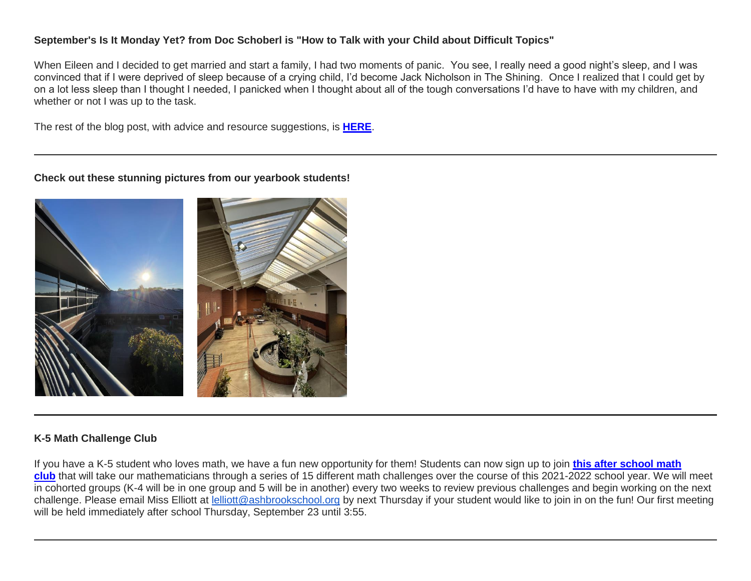**September's Is It Monday Yet? from Doc Schoberl is "How to Talk with your Child about Difficult Topics"**

When Eileen and I decided to get married and start a family, I had two moments of panic. You see, I really need a good night's sleep, and I was convinced that if I were deprived of sleep because of a crying child, I'd become Jack Nicholson in The Shining. Once I realized that I could get by on a lot less sleep than I thought I needed, I panicked when I thought about all of the tough conversations I'd have to have with my children, and whether or not I was up to the task.

The rest of the blog post, with advice and resource suggestions, is **HERE**.

---

**Check out these stunning pictures from our yearbook students!**

---

**K-5 Math Challenge Club**

If you have a K-5 student who loves math, we have a fun new opportunity for them! Students can now sign up to join **this after school math club** that will take our mathematicians through a series of 15 different math challenges over the course of this 2021-2022 school year. We will meet in cohorted groups (K-4 will be in one group and 5 will be in another) every two weeks to review previous challenges and begin working on the next challenge. Please email Miss Elliott at lelliott@ashbrookschool.org by next Thursday if your student would like to join in on the fun! Our first meeting will be held immediately after school Thursday, September 23 until 3:55.

---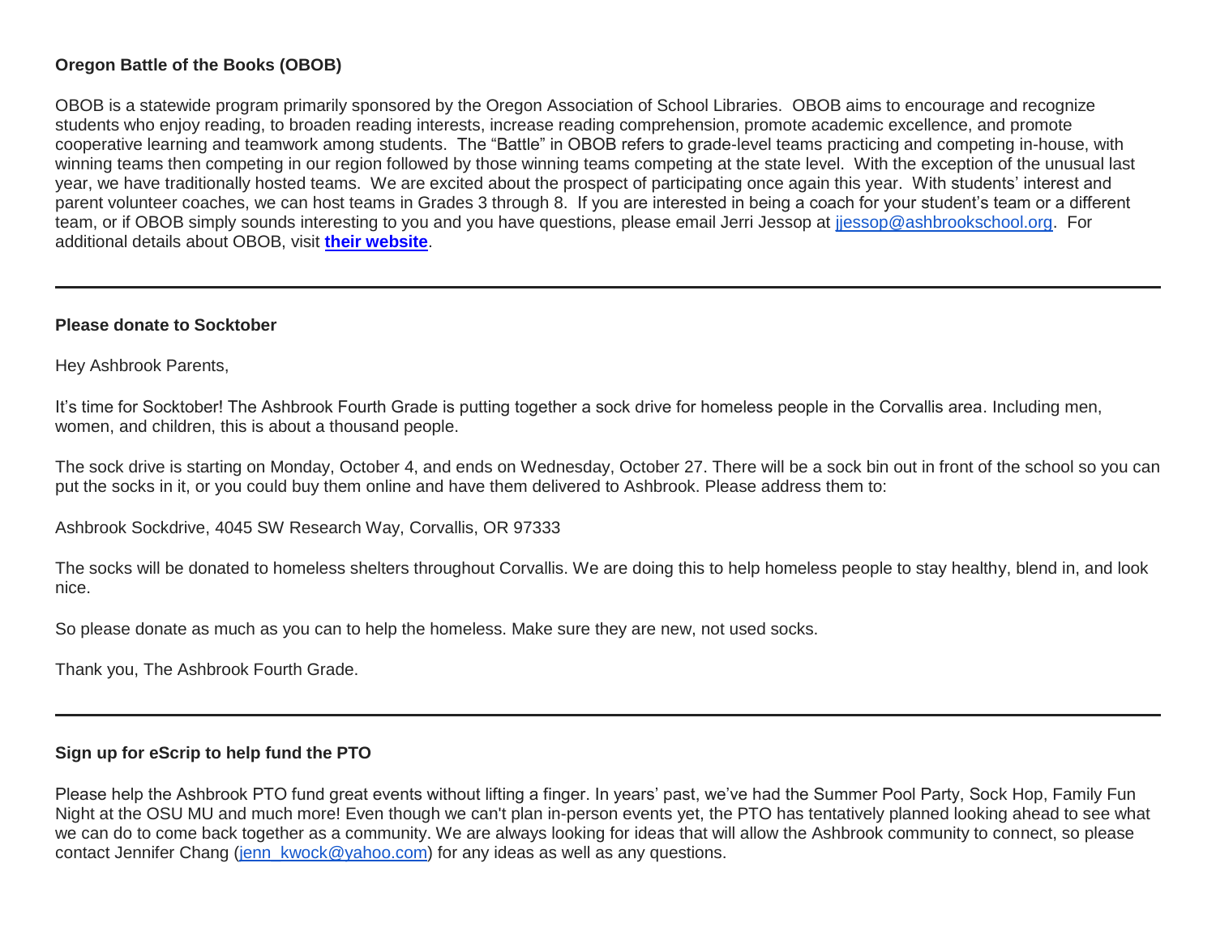**Oregon Battle of the Books (OBOB)**

OBOB is a statewide program primarily sponsored by the Oregon Association of School Libraries. OBOB aims to encourage and recognize students who enjoy reading, to broaden reading interests, increase reading comprehension, promote academic excellence, and promote cooperative learning and teamwork among students. The "Battle" in OBOB refers to grade-level teams practicing and competing in-house, with winning teams then competing in our region followed by those winning teams competing at the state level. With the exception of the unusual last year, we have traditionally hosted teams. We are excited about the prospect of participating once again this year. With students' interest and parent volunteer coaches, we can host teams in Grades 3 through 8. If you are interested in being a coach for your student's team or a different team, or if OBOB simply sounds interesting to you and you have questions, please email Jerri Jessop at jjessop@ashbrookschool.org. For additional details about OBOB, visit **their website**.

---

**Please donate to Socktober**

Hey Ashbrook Parents,

It's time for Socktober! The Ashbrook Fourth Grade is putting together a sock drive for homeless people in the Corvallis area. Including men, women, and children, this is about a thousand people.

The sock drive is starting on Monday, October 4, and ends on Wednesday, October 27. There will be a sock bin out in front of the school so you can put the socks in it, or you could buy them online and have them delivered to Ashbrook. Please address them to:

Ashbrook Sockdrive, 4045 SW Research Way, Corvallis, OR 97333

The socks will be donated to homeless shelters throughout Corvallis. We are doing this to help homeless people to stay healthy, blend in, and look nice.

So please donate as much as you can to help the homeless. Make sure they are new, not used socks.

Thank you, The Ashbrook Fourth Grade.

---

**Sign up for eScrip to help fund the PTO**

Please help the Ashbrook PTO fund great events without lifting a finger. In years' past, we've had the Summer Pool Party, Sock Hop, Family Fun Night at the OSU MU and much more! Even though we can't plan in-person events yet, the PTO has tentatively planned looking ahead to see what we can do to come back together as a community. We are always looking for ideas that will allow the Ashbrook community to connect, so please contact Jennifer Chang (jenn_kwock@yahoo.com) for any ideas as well as any questions.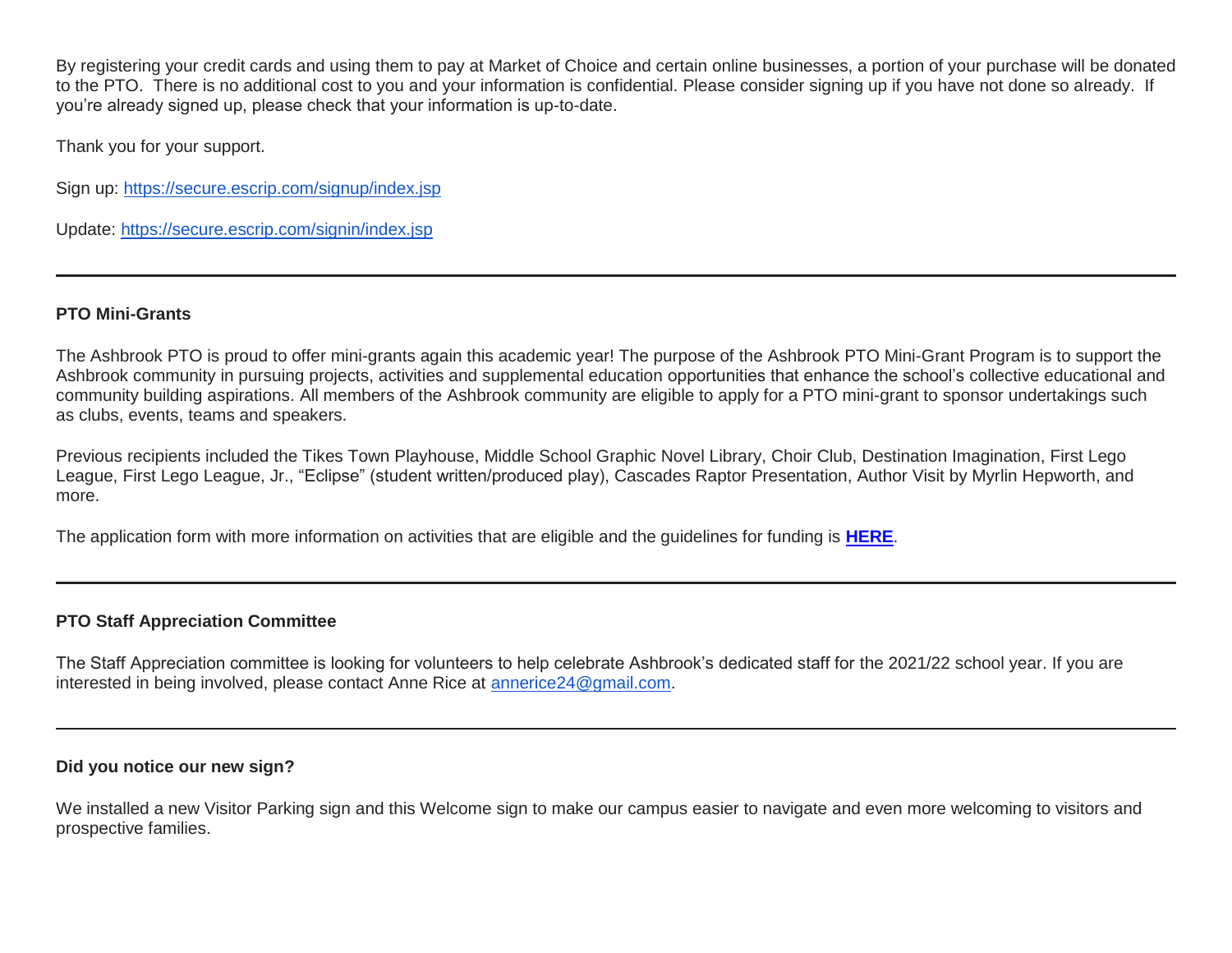By registering your credit cards and using them to pay at Market of Choice and certain online businesses, a portion of your purchase will be donated to the PTO. There is no additional cost to you and your information is confidential. Please consider signing up if you have not done so already. If you're already signed up, please check that your information is up-to-date.

Thank you for your support.

Sign up: https://secure.escrip.com/signup/index.jsp

Update: https://secure.escrip.com/signin/index.jsp

---

**PTO Mini-Grants**

The Ashbrook PTO is proud to offer mini-grants again this academic year! The purpose of the Ashbrook PTO Mini-Grant Program is to support the Ashbrook community in pursuing projects, activities and supplemental education opportunities that enhance the school's collective educational and community building aspirations. All members of the Ashbrook community are eligible to apply for a PTO mini-grant to sponsor undertakings such as clubs, events, teams and speakers.

Previous recipients included the Tikes Town Playhouse, Middle School Graphic Novel Library, Choir Club, Destination Imagination, First Lego League, First Lego League, Jr., "Eclipse" (student written/produced play), Cascades Raptor Presentation, Author Visit by Myrlin Hepworth, and more.

The application form with more information on activities that are eligible and the guidelines for funding is **HERE**.

---

**PTO Staff Appreciation Committee**

The Staff Appreciation committee is looking for volunteers to help celebrate Ashbrook's dedicated staff for the 2021/22 school year. If you are interested in being involved, please contact Anne Rice at annerice24@gmail.com.

---

**Did you notice our new sign?**

We installed a new Visitor Parking sign and this Welcome sign to make our campus easier to navigate and even more welcoming to visitors and prospective families.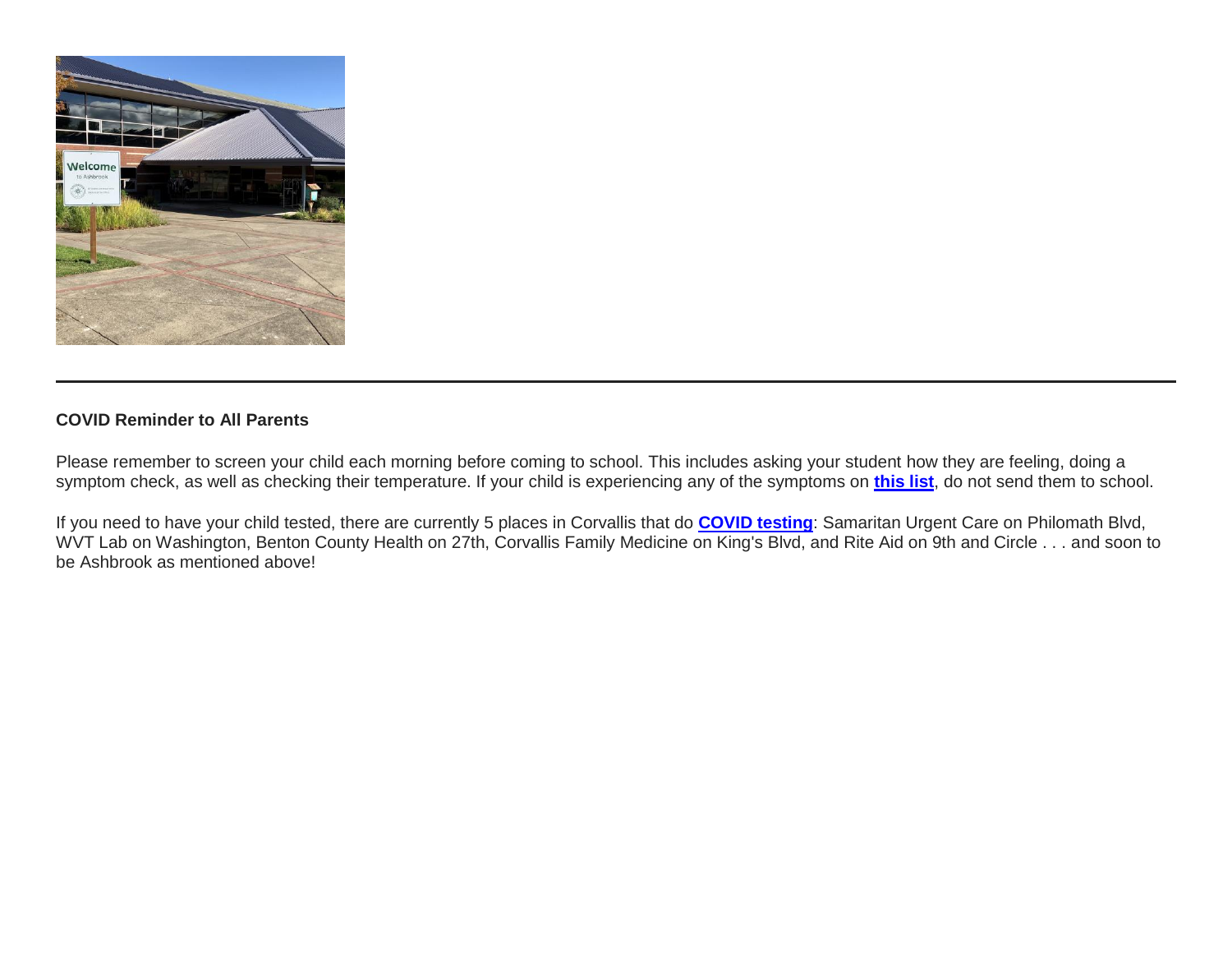**COVID Reminder to All Parents**

Please remember to screen your child each morning before coming to school. This includes asking your student how they are feeling, doing a symptom check, as well as checking their temperature. If your child is experiencing any of the symptoms on **this list**, do not send them to school.

If you need to have your child tested, there are currently 5 places in Corvallis that do **COVID testing**: Samaritan Urgent Care on Philomath Blvd, WVT Lab on Washington, Benton County Health on 27th, Corvallis Family Medicine on King's Blvd, and Rite Aid on 9th and Circle . . . and soon to be Ashbrook as mentioned above!